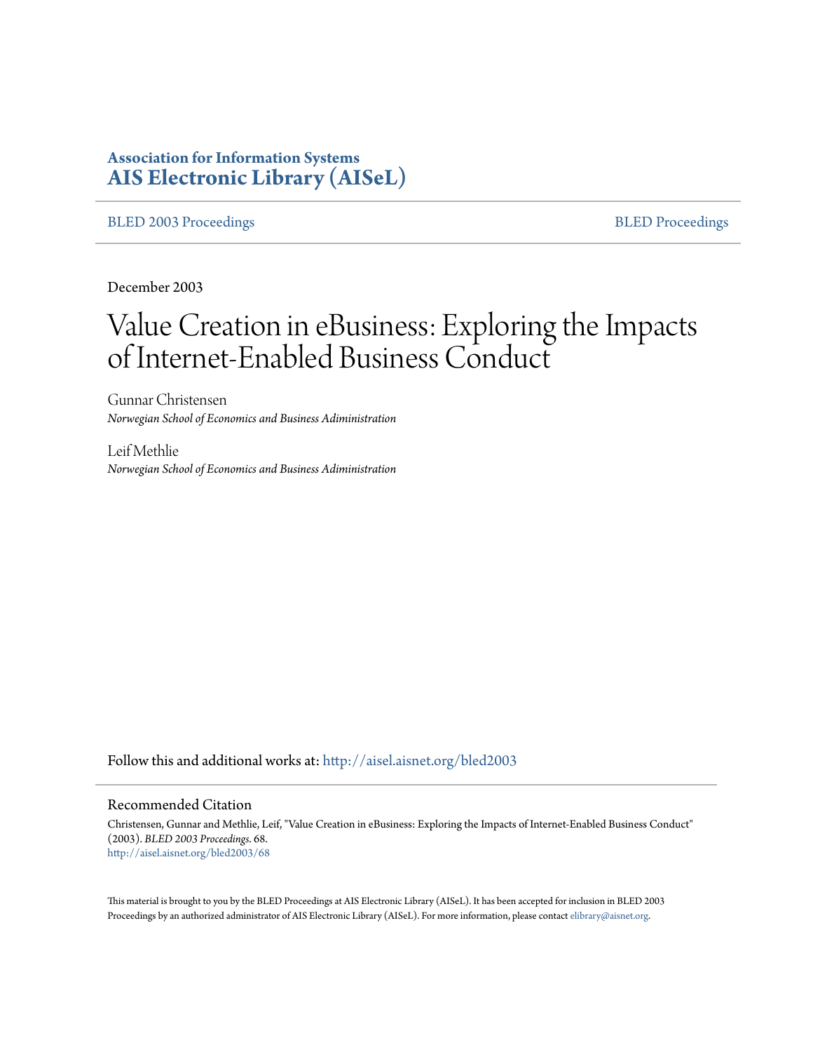**Association for Information Systems**
**AIS Electronic Library (AISeL)**

BLED 2003 Proceedings | BLED Proceedings

December 2003

# Value Creation in eBusiness: Exploring the Impacts of Internet-Enabled Business Conduct

Gunnar Christensen
*Norwegian School of Economics and Business Administration*

Leif Methlie
*Norwegian School of Economics and Business Administration*

Follow this and additional works at: http://aisel.aisnet.org/bled2003

## Recommended Citation

Christensen, Gunnar and Methlie, Leif, "Value Creation in eBusiness: Exploring the Impacts of Internet-Enabled Business Conduct" (2003). *BLED 2003 Proceedings*. 68.
http://aisel.aisnet.org/bled2003/68

This material is brought to you by the BLED Proceedings at AIS Electronic Library (AISeL). It has been accepted for inclusion in BLED 2003 Proceedings by an authorized administrator of AIS Electronic Library (AISeL). For more information, please contact elibrary@aisnet.org.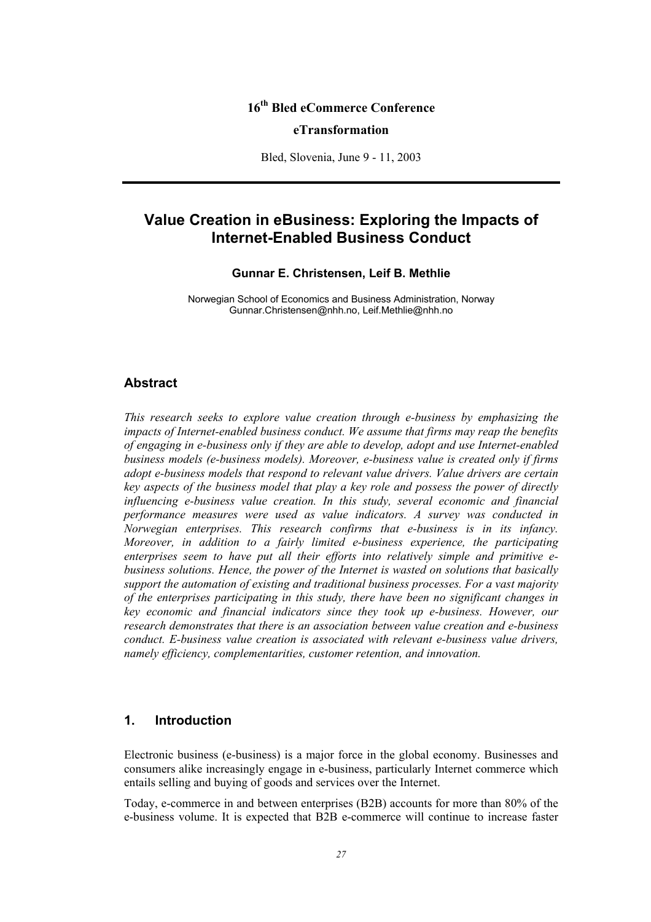16th Bled eCommerce Conference

eTransformation

Bled, Slovenia, June 9 - 11, 2003

# Value Creation in eBusiness: Exploring the Impacts of Internet-Enabled Business Conduct

**Gunnar E. Christensen, Leif B. Methlie**

Norwegian School of Economics and Business Administration, Norway
Gunnar.Christensen@nhh.no, Leif.Methlie@nhh.no

## Abstract

*This research seeks to explore value creation through e-business by emphasizing the impacts of Internet-enabled business conduct. We assume that firms may reap the benefits of engaging in e-business only if they are able to develop, adopt and use Internet-enabled business models (e-business models). Moreover, e-business value is created only if firms adopt e-business models that respond to relevant value drivers. Value drivers are certain key aspects of the business model that play a key role and possess the power of directly influencing e-business value creation. In this study, several economic and financial performance measures were used as value indicators. A survey was conducted in Norwegian enterprises. This research confirms that e-business is in its infancy. Moreover, in addition to a fairly limited e-business experience, the participating enterprises seem to have put all their efforts into relatively simple and primitive e-business solutions. Hence, the power of the Internet is wasted on solutions that basically support the automation of existing and traditional business processes. For a vast majority of the enterprises participating in this study, there have been no significant changes in key economic and financial indicators since they took up e-business. However, our research demonstrates that there is an association between value creation and e-business conduct. E-business value creation is associated with relevant e-business value drivers, namely efficiency, complementarities, customer retention, and innovation.*

## 1. Introduction

Electronic business (e-business) is a major force in the global economy. Businesses and consumers alike increasingly engage in e-business, particularly Internet commerce which entails selling and buying of goods and services over the Internet.

Today, e-commerce in and between enterprises (B2B) accounts for more than 80% of the e-business volume. It is expected that B2B e-commerce will continue to increase faster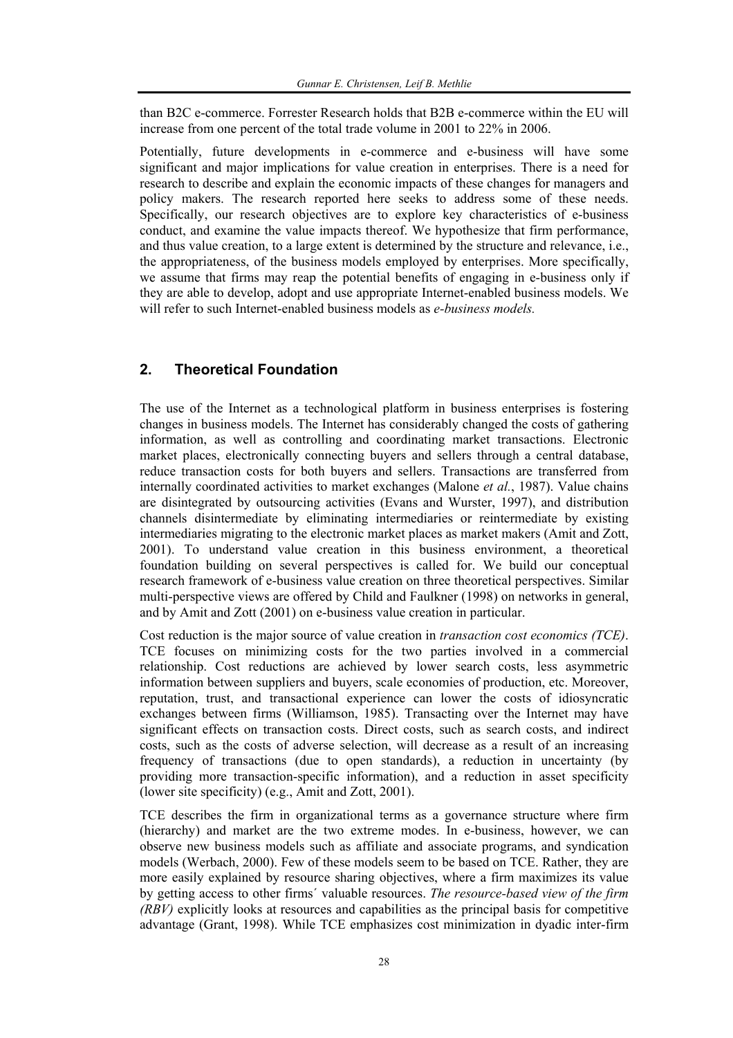than B2C e-commerce. Forrester Research holds that B2B e-commerce within the EU will increase from one percent of the total trade volume in 2001 to 22% in 2006.

Potentially, future developments in e-commerce and e-business will have some significant and major implications for value creation in enterprises. There is a need for research to describe and explain the economic impacts of these changes for managers and policy makers. The research reported here seeks to address some of these needs. Specifically, our research objectives are to explore key characteristics of e-business conduct, and examine the value impacts thereof. We hypothesize that firm performance, and thus value creation, to a large extent is determined by the structure and relevance, i.e., the appropriateness, of the business models employed by enterprises. More specifically, we assume that firms may reap the potential benefits of engaging in e-business only if they are able to develop, adopt and use appropriate Internet-enabled business models. We will refer to such Internet-enabled business models as *e-business models.*

## 2. Theoretical Foundation

The use of the Internet as a technological platform in business enterprises is fostering changes in business models. The Internet has considerably changed the costs of gathering information, as well as controlling and coordinating market transactions. Electronic market places, electronically connecting buyers and sellers through a central database, reduce transaction costs for both buyers and sellers. Transactions are transferred from internally coordinated activities to market exchanges (Malone *et al.*, 1987). Value chains are disintegrated by outsourcing activities (Evans and Wurster, 1997), and distribution channels disintermediate by eliminating intermediaries or reintermediate by existing intermediaries migrating to the electronic market places as market makers (Amit and Zott, 2001). To understand value creation in this business environment, a theoretical foundation building on several perspectives is called for. We build our conceptual research framework of e-business value creation on three theoretical perspectives. Similar multi-perspective views are offered by Child and Faulkner (1998) on networks in general, and by Amit and Zott (2001) on e-business value creation in particular.

Cost reduction is the major source of value creation in *transaction cost economics (TCE)*. TCE focuses on minimizing costs for the two parties involved in a commercial relationship. Cost reductions are achieved by lower search costs, less asymmetric information between suppliers and buyers, scale economies of production, etc. Moreover, reputation, trust, and transactional experience can lower the costs of idiosyncratic exchanges between firms (Williamson, 1985). Transacting over the Internet may have significant effects on transaction costs. Direct costs, such as search costs, and indirect costs, such as the costs of adverse selection, will decrease as a result of an increasing frequency of transactions (due to open standards), a reduction in uncertainty (by providing more transaction-specific information), and a reduction in asset specificity (lower site specificity) (e.g., Amit and Zott, 2001).

TCE describes the firm in organizational terms as a governance structure where firm (hierarchy) and market are the two extreme modes. In e-business, however, we can observe new business models such as affiliate and associate programs, and syndication models (Werbach, 2000). Few of these models seem to be based on TCE. Rather, they are more easily explained by resource sharing objectives, where a firm maximizes its value by getting access to other firms´ valuable resources. *The resource-based view of the firm (RBV)* explicitly looks at resources and capabilities as the principal basis for competitive advantage (Grant, 1998). While TCE emphasizes cost minimization in dyadic inter-firm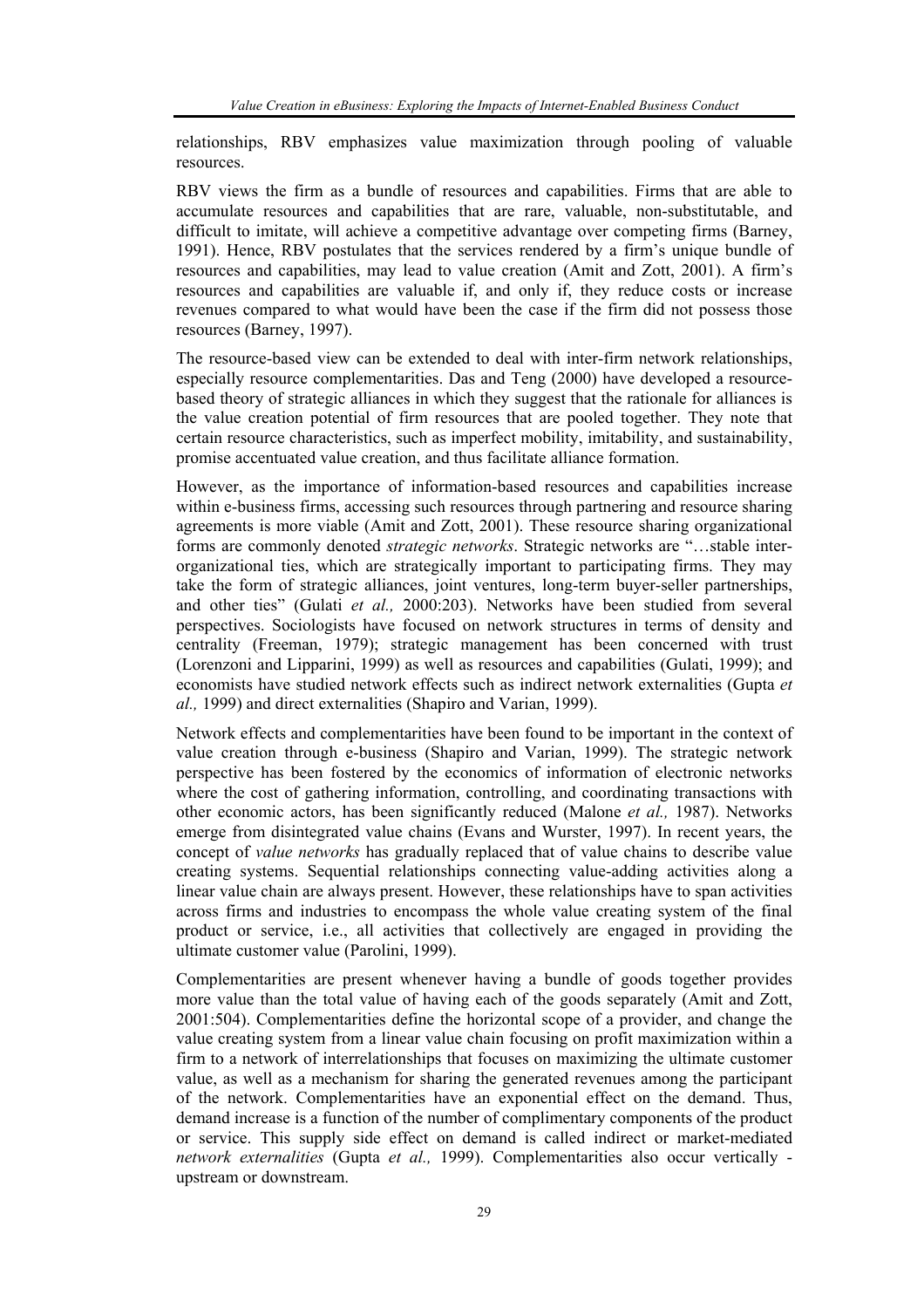relationships, RBV emphasizes value maximization through pooling of valuable resources.

RBV views the firm as a bundle of resources and capabilities. Firms that are able to accumulate resources and capabilities that are rare, valuable, non-substitutable, and difficult to imitate, will achieve a competitive advantage over competing firms (Barney, 1991). Hence, RBV postulates that the services rendered by a firm's unique bundle of resources and capabilities, may lead to value creation (Amit and Zott, 2001). A firm's resources and capabilities are valuable if, and only if, they reduce costs or increase revenues compared to what would have been the case if the firm did not possess those resources (Barney, 1997).

The resource-based view can be extended to deal with inter-firm network relationships, especially resource complementarities. Das and Teng (2000) have developed a resource-based theory of strategic alliances in which they suggest that the rationale for alliances is the value creation potential of firm resources that are pooled together. They note that certain resource characteristics, such as imperfect mobility, imitability, and sustainability, promise accentuated value creation, and thus facilitate alliance formation.

However, as the importance of information-based resources and capabilities increase within e-business firms, accessing such resources through partnering and resource sharing agreements is more viable (Amit and Zott, 2001). These resource sharing organizational forms are commonly denoted *strategic networks*. Strategic networks are "…stable inter-organizational ties, which are strategically important to participating firms. They may take the form of strategic alliances, joint ventures, long-term buyer-seller partnerships, and other ties" (Gulati *et al.,* 2000:203). Networks have been studied from several perspectives. Sociologists have focused on network structures in terms of density and centrality (Freeman, 1979); strategic management has been concerned with trust (Lorenzoni and Lipparini, 1999) as well as resources and capabilities (Gulati, 1999); and economists have studied network effects such as indirect network externalities (Gupta *et al.,* 1999) and direct externalities (Shapiro and Varian, 1999).

Network effects and complementarities have been found to be important in the context of value creation through e-business (Shapiro and Varian, 1999). The strategic network perspective has been fostered by the economics of information of electronic networks where the cost of gathering information, controlling, and coordinating transactions with other economic actors, has been significantly reduced (Malone *et al.,* 1987). Networks emerge from disintegrated value chains (Evans and Wurster, 1997). In recent years, the concept of *value networks* has gradually replaced that of value chains to describe value creating systems. Sequential relationships connecting value-adding activities along a linear value chain are always present. However, these relationships have to span activities across firms and industries to encompass the whole value creating system of the final product or service, i.e., all activities that collectively are engaged in providing the ultimate customer value (Parolini, 1999).

Complementarities are present whenever having a bundle of goods together provides more value than the total value of having each of the goods separately (Amit and Zott, 2001:504). Complementarities define the horizontal scope of a provider, and change the value creating system from a linear value chain focusing on profit maximization within a firm to a network of interrelationships that focuses on maximizing the ultimate customer value, as well as a mechanism for sharing the generated revenues among the participant of the network. Complementarities have an exponential effect on the demand. Thus, demand increase is a function of the number of complimentary components of the product or service. This supply side effect on demand is called indirect or market-mediated *network externalities* (Gupta *et al.,* 1999). Complementarities also occur vertically - upstream or downstream.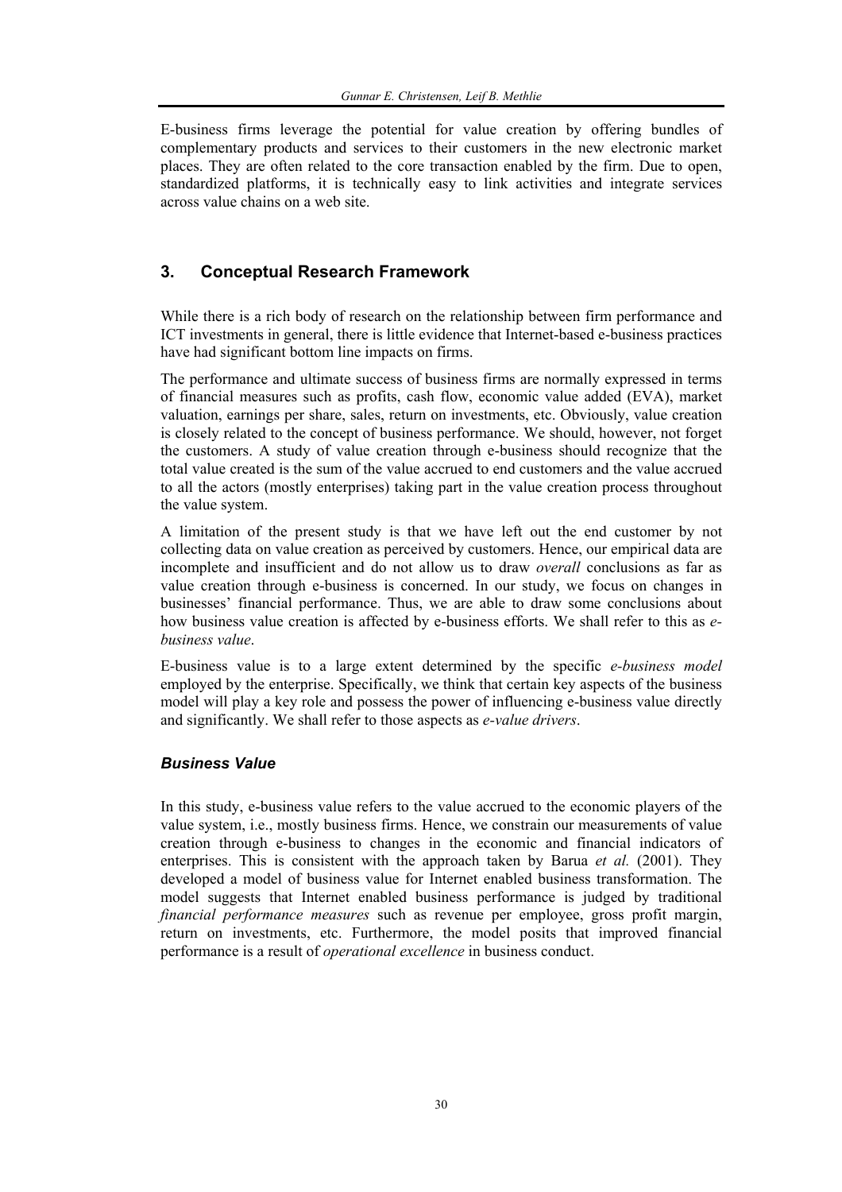E-business firms leverage the potential for value creation by offering bundles of complementary products and services to their customers in the new electronic market places. They are often related to the core transaction enabled by the firm. Due to open, standardized platforms, it is technically easy to link activities and integrate services across value chains on a web site.

## 3. Conceptual Research Framework

While there is a rich body of research on the relationship between firm performance and ICT investments in general, there is little evidence that Internet-based e-business practices have had significant bottom line impacts on firms.

The performance and ultimate success of business firms are normally expressed in terms of financial measures such as profits, cash flow, economic value added (EVA), market valuation, earnings per share, sales, return on investments, etc. Obviously, value creation is closely related to the concept of business performance. We should, however, not forget the customers. A study of value creation through e-business should recognize that the total value created is the sum of the value accrued to end customers and the value accrued to all the actors (mostly enterprises) taking part in the value creation process throughout the value system.

A limitation of the present study is that we have left out the end customer by not collecting data on value creation as perceived by customers. Hence, our empirical data are incomplete and insufficient and do not allow us to draw *overall* conclusions as far as value creation through e-business is concerned. In our study, we focus on changes in businesses' financial performance. Thus, we are able to draw some conclusions about how business value creation is affected by e-business efforts. We shall refer to this as *e-business value*.

E-business value is to a large extent determined by the specific *e-business model* employed by the enterprise. Specifically, we think that certain key aspects of the business model will play a key role and possess the power of influencing e-business value directly and significantly. We shall refer to those aspects as *e-value drivers*.

### *Business Value*

In this study, e-business value refers to the value accrued to the economic players of the value system, i.e., mostly business firms. Hence, we constrain our measurements of value creation through e-business to changes in the economic and financial indicators of enterprises. This is consistent with the approach taken by Barua *et al.* (2001). They developed a model of business value for Internet enabled business transformation. The model suggests that Internet enabled business performance is judged by traditional *financial performance measures* such as revenue per employee, gross profit margin, return on investments, etc. Furthermore, the model posits that improved financial performance is a result of *operational excellence* in business conduct.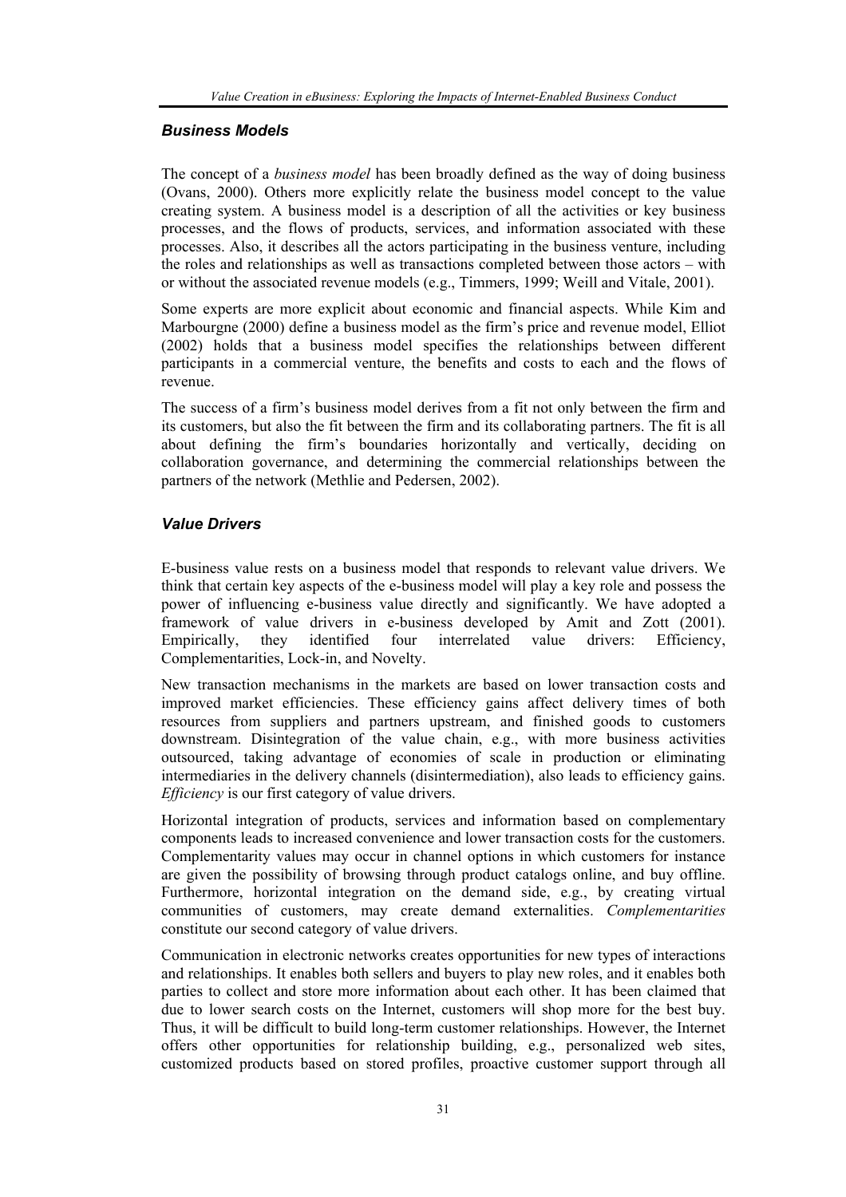### *Business Models*

The concept of a *business model* has been broadly defined as the way of doing business (Ovans, 2000). Others more explicitly relate the business model concept to the value creating system. A business model is a description of all the activities or key business processes, and the flows of products, services, and information associated with these processes. Also, it describes all the actors participating in the business venture, including the roles and relationships as well as transactions completed between those actors – with or without the associated revenue models (e.g., Timmers, 1999; Weill and Vitale, 2001).

Some experts are more explicit about economic and financial aspects. While Kim and Marbourgne (2000) define a business model as the firm's price and revenue model, Elliot (2002) holds that a business model specifies the relationships between different participants in a commercial venture, the benefits and costs to each and the flows of revenue.

The success of a firm's business model derives from a fit not only between the firm and its customers, but also the fit between the firm and its collaborating partners. The fit is all about defining the firm's boundaries horizontally and vertically, deciding on collaboration governance, and determining the commercial relationships between the partners of the network (Methlie and Pedersen, 2002).

### *Value Drivers*

E-business value rests on a business model that responds to relevant value drivers. We think that certain key aspects of the e-business model will play a key role and possess the power of influencing e-business value directly and significantly. We have adopted a framework of value drivers in e-business developed by Amit and Zott (2001). Empirically, they identified four interrelated value drivers: Efficiency, Complementarities, Lock-in, and Novelty.

New transaction mechanisms in the markets are based on lower transaction costs and improved market efficiencies. These efficiency gains affect delivery times of both resources from suppliers and partners upstream, and finished goods to customers downstream. Disintegration of the value chain, e.g., with more business activities outsourced, taking advantage of economies of scale in production or eliminating intermediaries in the delivery channels (disintermediation), also leads to efficiency gains. *Efficiency* is our first category of value drivers.

Horizontal integration of products, services and information based on complementary components leads to increased convenience and lower transaction costs for the customers. Complementarity values may occur in channel options in which customers for instance are given the possibility of browsing through product catalogs online, and buy offline. Furthermore, horizontal integration on the demand side, e.g., by creating virtual communities of customers, may create demand externalities. *Complementarities* constitute our second category of value drivers.

Communication in electronic networks creates opportunities for new types of interactions and relationships. It enables both sellers and buyers to play new roles, and it enables both parties to collect and store more information about each other. It has been claimed that due to lower search costs on the Internet, customers will shop more for the best buy. Thus, it will be difficult to build long-term customer relationships. However, the Internet offers other opportunities for relationship building, e.g., personalized web sites, customized products based on stored profiles, proactive customer support through all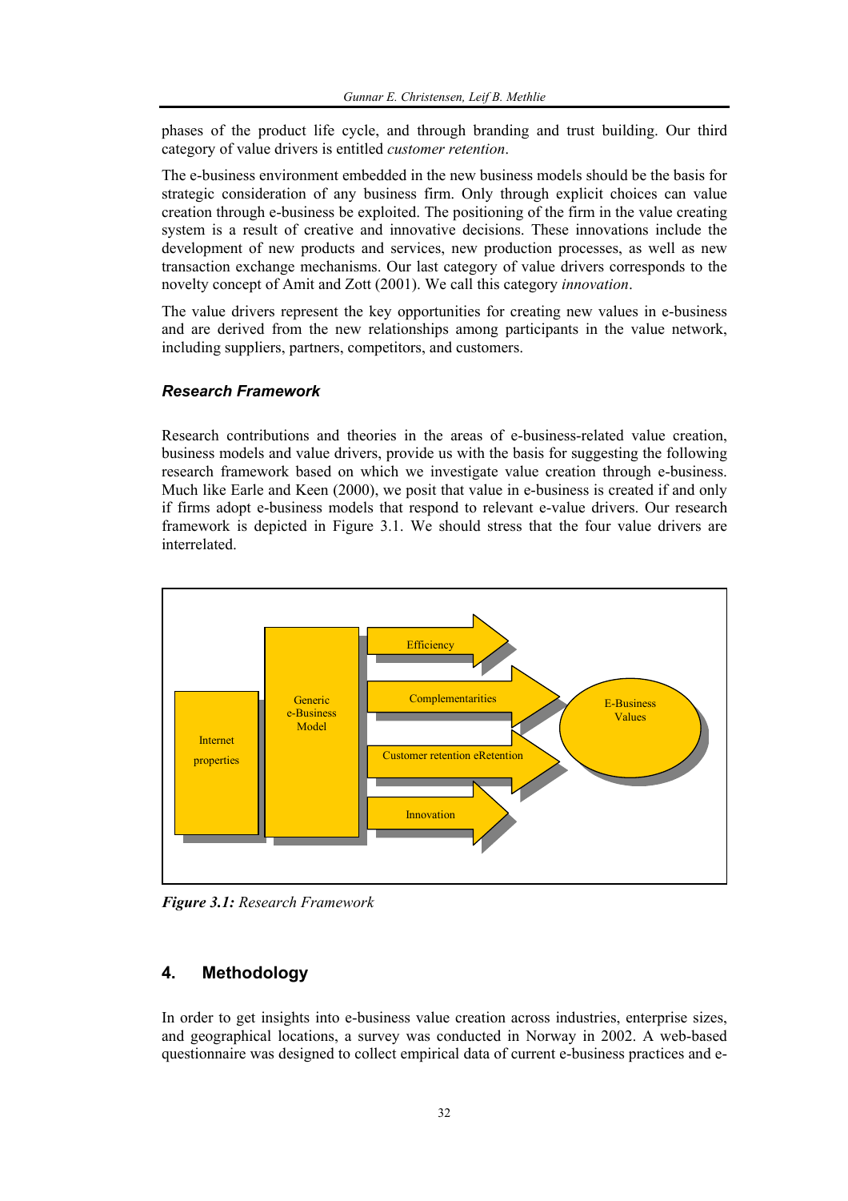phases of the product life cycle, and through branding and trust building. Our third category of value drivers is entitled *customer retention*.

The e-business environment embedded in the new business models should be the basis for strategic consideration of any business firm. Only through explicit choices can value creation through e-business be exploited. The positioning of the firm in the value creating system is a result of creative and innovative decisions. These innovations include the development of new products and services, new production processes, as well as new transaction exchange mechanisms. Our last category of value drivers corresponds to the novelty concept of Amit and Zott (2001). We call this category *innovation*.

The value drivers represent the key opportunities for creating new values in e-business and are derived from the new relationships among participants in the value network, including suppliers, partners, competitors, and customers.

### *Research Framework*

Research contributions and theories in the areas of e-business-related value creation, business models and value drivers, provide us with the basis for suggesting the following research framework based on which we investigate value creation through e-business. Much like Earle and Keen (2000), we posit that value in e-business is created if and only if firms adopt e-business models that respond to relevant e-value drivers. Our research framework is depicted in Figure 3.1. We should stress that the four value drivers are interrelated.

Internet properties

Generic e-Business Model

Efficiency

Complementarities

Customer retention eRetention

Innovation

E-Business Values

***Figure 3.1:*** *Research Framework*

## 4. Methodology

In order to get insights into e-business value creation across industries, enterprise sizes, and geographical locations, a survey was conducted in Norway in 2002. A web-based questionnaire was designed to collect empirical data of current e-business practices and e-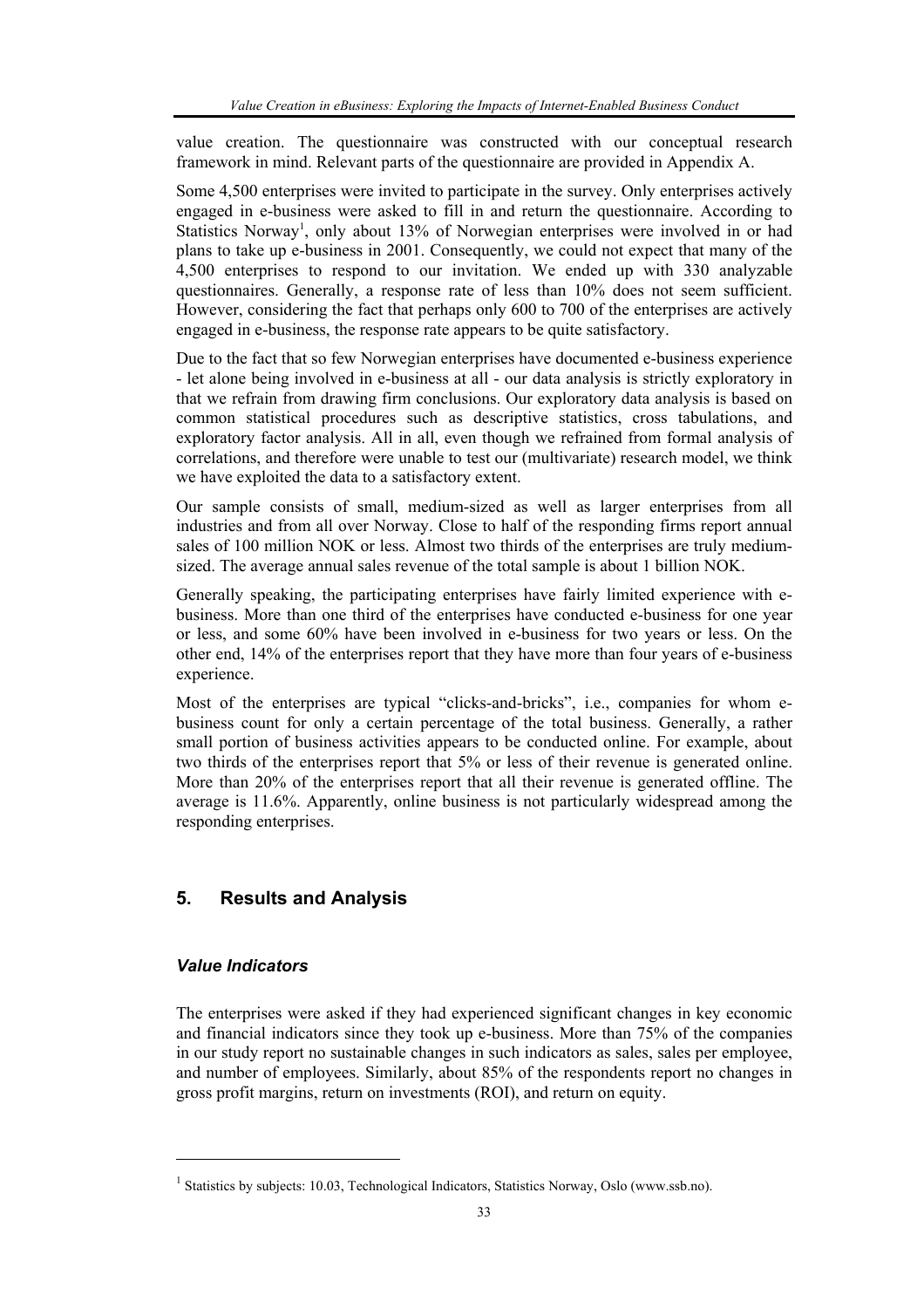value creation. The questionnaire was constructed with our conceptual research framework in mind. Relevant parts of the questionnaire are provided in Appendix A.

Some 4,500 enterprises were invited to participate in the survey. Only enterprises actively engaged in e-business were asked to fill in and return the questionnaire. According to Statistics Norway[1], only about 13% of Norwegian enterprises were involved in or had plans to take up e-business in 2001. Consequently, we could not expect that many of the 4,500 enterprises to respond to our invitation. We ended up with 330 analyzable questionnaires. Generally, a response rate of less than 10% does not seem sufficient. However, considering the fact that perhaps only 600 to 700 of the enterprises are actively engaged in e-business, the response rate appears to be quite satisfactory.

Due to the fact that so few Norwegian enterprises have documented e-business experience - let alone being involved in e-business at all - our data analysis is strictly exploratory in that we refrain from drawing firm conclusions. Our exploratory data analysis is based on common statistical procedures such as descriptive statistics, cross tabulations, and exploratory factor analysis. All in all, even though we refrained from formal analysis of correlations, and therefore were unable to test our (multivariate) research model, we think we have exploited the data to a satisfactory extent.

Our sample consists of small, medium-sized as well as larger enterprises from all industries and from all over Norway. Close to half of the responding firms report annual sales of 100 million NOK or less. Almost two thirds of the enterprises are truly medium-sized. The average annual sales revenue of the total sample is about 1 billion NOK.

Generally speaking, the participating enterprises have fairly limited experience with e-business. More than one third of the enterprises have conducted e-business for one year or less, and some 60% have been involved in e-business for two years or less. On the other end, 14% of the enterprises report that they have more than four years of e-business experience.

Most of the enterprises are typical "clicks-and-bricks", i.e., companies for whom e-business count for only a certain percentage of the total business. Generally, a rather small portion of business activities appears to be conducted online. For example, about two thirds of the enterprises report that 5% or less of their revenue is generated online. More than 20% of the enterprises report that all their revenue is generated offline. The average is 11.6%. Apparently, online business is not particularly widespread among the responding enterprises.

## 5. Results and Analysis

### *Value Indicators*

The enterprises were asked if they had experienced significant changes in key economic and financial indicators since they took up e-business. More than 75% of the companies in our study report no sustainable changes in such indicators as sales, sales per employee, and number of employees. Similarly, about 85% of the respondents report no changes in gross profit margins, return on investments (ROI), and return on equity.

---

[1] Statistics by subjects: 10.03, Technological Indicators, Statistics Norway, Oslo (www.ssb.no).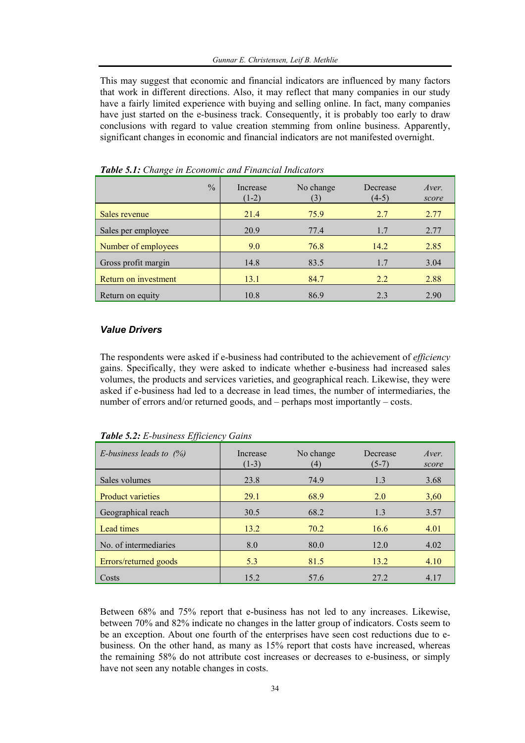This may suggest that economic and financial indicators are influenced by many factors that work in different directions. Also, it may reflect that many companies in our study have a fairly limited experience with buying and selling online. In fact, many companies have just started on the e-business track. Consequently, it is probably too early to draw conclusions with regard to value creation stemming from online business. Apparently, significant changes in economic and financial indicators are not manifested overnight.

***Table 5.1:*** *Change in Economic and Financial Indicators*

| % | Increase (1-2) | No change (3) | Decrease (4-5) | *Aver. score* |
|---|---|---|---|---|
| Sales revenue | 21.4 | 75.9 | 2.7 | 2.77 |
| Sales per employee | 20.9 | 77.4 | 1.7 | 2.77 |
| Number of employees | 9.0 | 76.8 | 14.2 | 2.85 |
| Gross profit margin | 14.8 | 83.5 | 1.7 | 3.04 |
| Return on investment | 13.1 | 84.7 | 2.2 | 2.88 |
| Return on equity | 10.8 | 86.9 | 2.3 | 2.90 |

### *Value Drivers*

The respondents were asked if e-business had contributed to the achievement of *efficiency* gains. Specifically, they were asked to indicate whether e-business had increased sales volumes, the products and services varieties, and geographical reach. Likewise, they were asked if e-business had led to a decrease in lead times, the number of intermediaries, the number of errors and/or returned goods, and – perhaps most importantly – costs.

***Table 5.2:*** *E-business Efficiency Gains*

| *E-business leads to (%)* | Increase (1-3) | No change (4) | Decrease (5-7) | *Aver. score* |
|---|---|---|---|---|
| Sales volumes | 23.8 | 74.9 | 1.3 | 3.68 |
| Product varieties | 29.1 | 68.9 | 2.0 | 3,60 |
| Geographical reach | 30.5 | 68.2 | 1.3 | 3.57 |
| Lead times | 13.2 | 70.2 | 16.6 | 4.01 |
| No. of intermediaries | 8.0 | 80.0 | 12.0 | 4.02 |
| Errors/returned goods | 5.3 | 81.5 | 13.2 | 4.10 |
| Costs | 15.2 | 57.6 | 27.2 | 4.17 |

Between 68% and 75% report that e-business has not led to any increases. Likewise, between 70% and 82% indicate no changes in the latter group of indicators. Costs seem to be an exception. About one fourth of the enterprises have seen cost reductions due to e-business. On the other hand, as many as 15% report that costs have increased, whereas the remaining 58% do not attribute cost increases or decreases to e-business, or simply have not seen any notable changes in costs.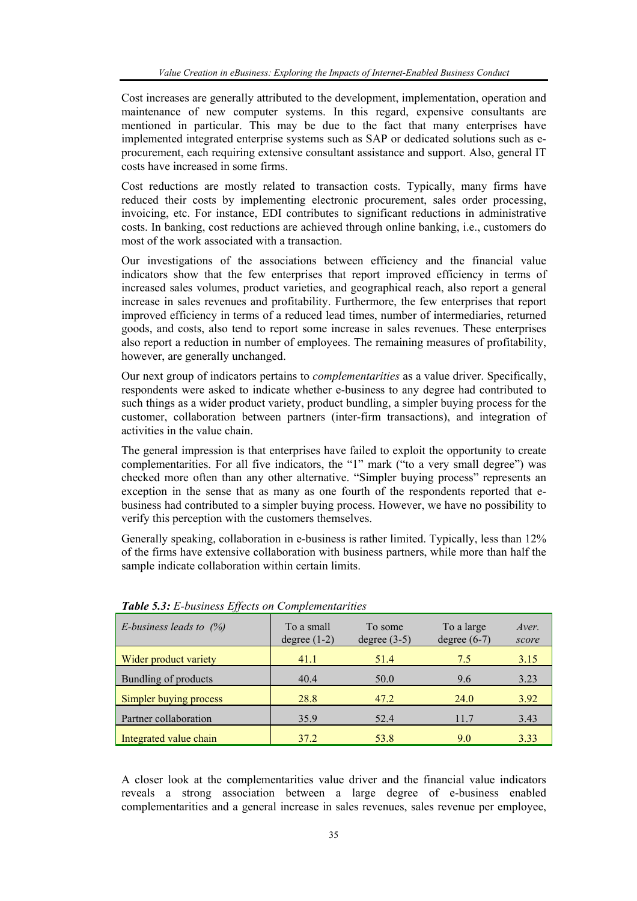Cost increases are generally attributed to the development, implementation, operation and maintenance of new computer systems. In this regard, expensive consultants are mentioned in particular. This may be due to the fact that many enterprises have implemented integrated enterprise systems such as SAP or dedicated solutions such as e-procurement, each requiring extensive consultant assistance and support. Also, general IT costs have increased in some firms.

Cost reductions are mostly related to transaction costs. Typically, many firms have reduced their costs by implementing electronic procurement, sales order processing, invoicing, etc. For instance, EDI contributes to significant reductions in administrative costs. In banking, cost reductions are achieved through online banking, i.e., customers do most of the work associated with a transaction.

Our investigations of the associations between efficiency and the financial value indicators show that the few enterprises that report improved efficiency in terms of increased sales volumes, product varieties, and geographical reach, also report a general increase in sales revenues and profitability. Furthermore, the few enterprises that report improved efficiency in terms of a reduced lead times, number of intermediaries, returned goods, and costs, also tend to report some increase in sales revenues. These enterprises also report a reduction in number of employees. The remaining measures of profitability, however, are generally unchanged.

Our next group of indicators pertains to *complementarities* as a value driver. Specifically, respondents were asked to indicate whether e-business to any degree had contributed to such things as a wider product variety, product bundling, a simpler buying process for the customer, collaboration between partners (inter-firm transactions), and integration of activities in the value chain.

The general impression is that enterprises have failed to exploit the opportunity to create complementarities. For all five indicators, the "1" mark ("to a very small degree") was checked more often than any other alternative. "Simpler buying process" represents an exception in the sense that as many as one fourth of the respondents reported that e-business had contributed to a simpler buying process. However, we have no possibility to verify this perception with the customers themselves.

Generally speaking, collaboration in e-business is rather limited. Typically, less than 12% of the firms have extensive collaboration with business partners, while more than half the sample indicate collaboration within certain limits.

***Table 5.3:*** *E-business Effects on Complementarities*

| *E-business leads to (%)* | To a small degree (1-2) | To some degree (3-5) | To a large degree (6-7) | *Aver. score* |
|---|---|---|---|---|
| Wider product variety | 41.1 | 51.4 | 7.5 | 3.15 |
| Bundling of products | 40.4 | 50.0 | 9.6 | 3.23 |
| Simpler buying process | 28.8 | 47.2 | 24.0 | 3.92 |
| Partner collaboration | 35.9 | 52.4 | 11.7 | 3.43 |
| Integrated value chain | 37.2 | 53.8 | 9.0 | 3.33 |

A closer look at the complementarities value driver and the financial value indicators reveals a strong association between a large degree of e-business enabled complementarities and a general increase in sales revenues, sales revenue per employee,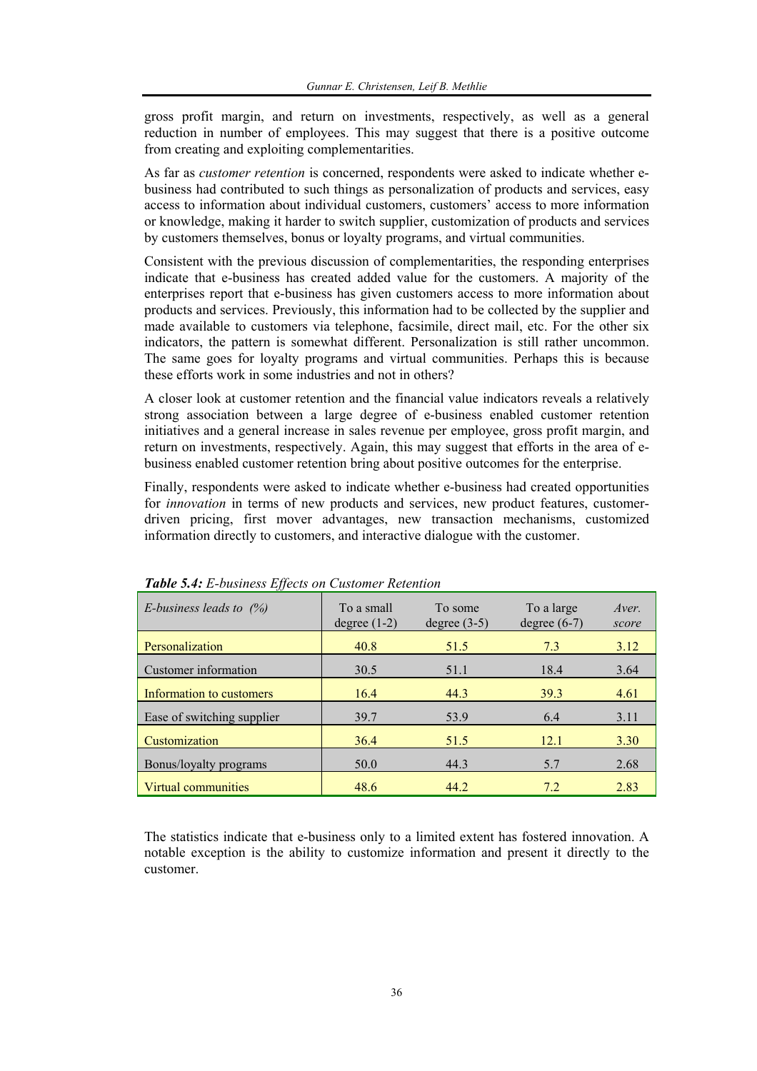gross profit margin, and return on investments, respectively, as well as a general reduction in number of employees. This may suggest that there is a positive outcome from creating and exploiting complementarities.

As far as *customer retention* is concerned, respondents were asked to indicate whether e-business had contributed to such things as personalization of products and services, easy access to information about individual customers, customers' access to more information or knowledge, making it harder to switch supplier, customization of products and services by customers themselves, bonus or loyalty programs, and virtual communities.

Consistent with the previous discussion of complementarities, the responding enterprises indicate that e-business has created added value for the customers. A majority of the enterprises report that e-business has given customers access to more information about products and services. Previously, this information had to be collected by the supplier and made available to customers via telephone, facsimile, direct mail, etc. For the other six indicators, the pattern is somewhat different. Personalization is still rather uncommon. The same goes for loyalty programs and virtual communities. Perhaps this is because these efforts work in some industries and not in others?

A closer look at customer retention and the financial value indicators reveals a relatively strong association between a large degree of e-business enabled customer retention initiatives and a general increase in sales revenue per employee, gross profit margin, and return on investments, respectively. Again, this may suggest that efforts in the area of e-business enabled customer retention bring about positive outcomes for the enterprise.

Finally, respondents were asked to indicate whether e-business had created opportunities for *innovation* in terms of new products and services, new product features, customer-driven pricing, first mover advantages, new transaction mechanisms, customized information directly to customers, and interactive dialogue with the customer.

***Table 5.4:*** *E-business Effects on Customer Retention*

| *E-business leads to (%)* | To a small degree (1-2) | To some degree (3-5) | To a large degree (6-7) | *Aver. score* |
|---|---|---|---|---|
| Personalization | 40.8 | 51.5 | 7.3 | 3.12 |
| Customer information | 30.5 | 51.1 | 18.4 | 3.64 |
| Information to customers | 16.4 | 44.3 | 39.3 | 4.61 |
| Ease of switching supplier | 39.7 | 53.9 | 6.4 | 3.11 |
| Customization | 36.4 | 51.5 | 12.1 | 3.30 |
| Bonus/loyalty programs | 50.0 | 44.3 | 5.7 | 2.68 |
| Virtual communities | 48.6 | 44.2 | 7.2 | 2.83 |

The statistics indicate that e-business only to a limited extent has fostered innovation. A notable exception is the ability to customize information and present it directly to the customer.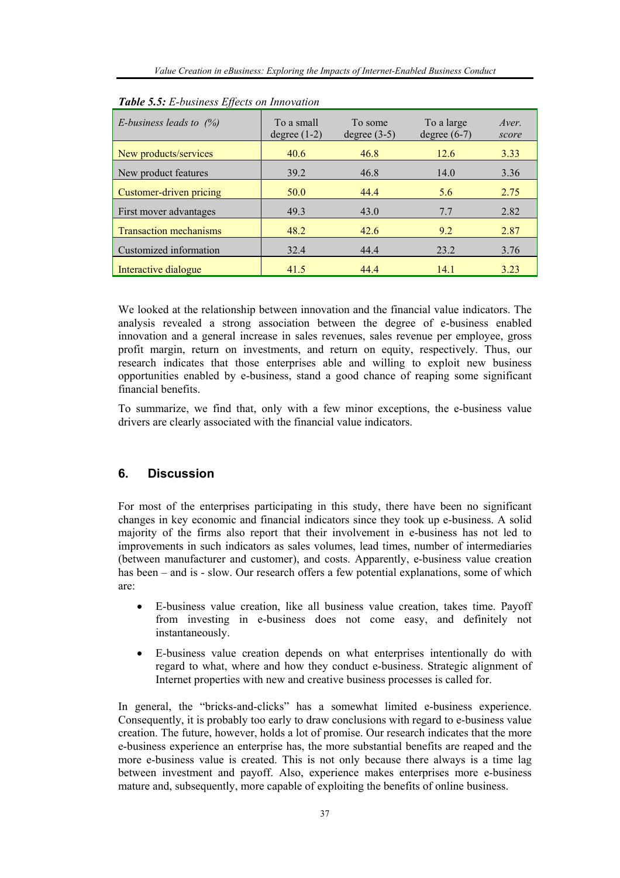***Table 5.5:*** *E-business Effects on Innovation*

| *E-business leads to (%)* | To a small degree (1-2) | To some degree (3-5) | To a large degree (6-7) | *Aver. score* |
|---|---|---|---|---|
| New products/services | 40.6 | 46.8 | 12.6 | 3.33 |
| New product features | 39.2 | 46.8 | 14.0 | 3.36 |
| Customer-driven pricing | 50.0 | 44.4 | 5.6 | 2.75 |
| First mover advantages | 49.3 | 43.0 | 7.7 | 2.82 |
| Transaction mechanisms | 48.2 | 42.6 | 9.2 | 2.87 |
| Customized information | 32.4 | 44.4 | 23.2 | 3.76 |
| Interactive dialogue | 41.5 | 44.4 | 14.1 | 3.23 |

We looked at the relationship between innovation and the financial value indicators. The analysis revealed a strong association between the degree of e-business enabled innovation and a general increase in sales revenues, sales revenue per employee, gross profit margin, return on investments, and return on equity, respectively. Thus, our research indicates that those enterprises able and willing to exploit new business opportunities enabled by e-business, stand a good chance of reaping some significant financial benefits.

To summarize, we find that, only with a few minor exceptions, the e-business value drivers are clearly associated with the financial value indicators.

## 6. Discussion

For most of the enterprises participating in this study, there have been no significant changes in key economic and financial indicators since they took up e-business. A solid majority of the firms also report that their involvement in e-business has not led to improvements in such indicators as sales volumes, lead times, number of intermediaries (between manufacturer and customer), and costs. Apparently, e-business value creation has been – and is - slow. Our research offers a few potential explanations, some of which are:

- E-business value creation, like all business value creation, takes time. Payoff from investing in e-business does not come easy, and definitely not instantaneously.
- E-business value creation depends on what enterprises intentionally do with regard to what, where and how they conduct e-business. Strategic alignment of Internet properties with new and creative business processes is called for.

In general, the "bricks-and-clicks" has a somewhat limited e-business experience. Consequently, it is probably too early to draw conclusions with regard to e-business value creation. The future, however, holds a lot of promise. Our research indicates that the more e-business experience an enterprise has, the more substantial benefits are reaped and the more e-business value is created. This is not only because there always is a time lag between investment and payoff. Also, experience makes enterprises more e-business mature and, subsequently, more capable of exploiting the benefits of online business.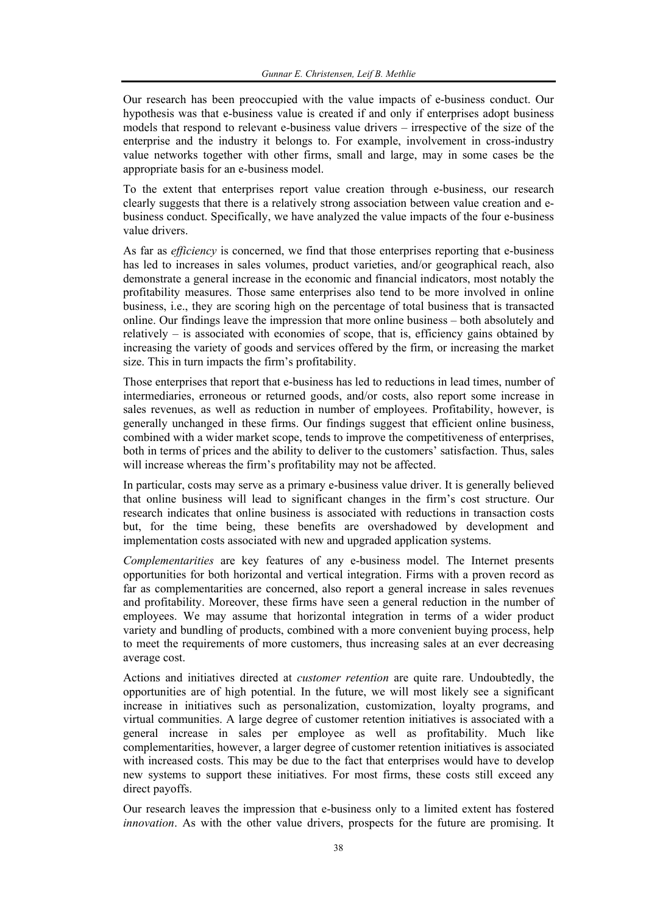Our research has been preoccupied with the value impacts of e-business conduct. Our hypothesis was that e-business value is created if and only if enterprises adopt business models that respond to relevant e-business value drivers – irrespective of the size of the enterprise and the industry it belongs to. For example, involvement in cross-industry value networks together with other firms, small and large, may in some cases be the appropriate basis for an e-business model.

To the extent that enterprises report value creation through e-business, our research clearly suggests that there is a relatively strong association between value creation and e-business conduct. Specifically, we have analyzed the value impacts of the four e-business value drivers.

As far as *efficiency* is concerned, we find that those enterprises reporting that e-business has led to increases in sales volumes, product varieties, and/or geographical reach, also demonstrate a general increase in the economic and financial indicators, most notably the profitability measures. Those same enterprises also tend to be more involved in online business, i.e., they are scoring high on the percentage of total business that is transacted online. Our findings leave the impression that more online business – both absolutely and relatively – is associated with economies of scope, that is, efficiency gains obtained by increasing the variety of goods and services offered by the firm, or increasing the market size. This in turn impacts the firm's profitability.

Those enterprises that report that e-business has led to reductions in lead times, number of intermediaries, erroneous or returned goods, and/or costs, also report some increase in sales revenues, as well as reduction in number of employees. Profitability, however, is generally unchanged in these firms. Our findings suggest that efficient online business, combined with a wider market scope, tends to improve the competitiveness of enterprises, both in terms of prices and the ability to deliver to the customers' satisfaction. Thus, sales will increase whereas the firm's profitability may not be affected.

In particular, costs may serve as a primary e-business value driver. It is generally believed that online business will lead to significant changes in the firm's cost structure. Our research indicates that online business is associated with reductions in transaction costs but, for the time being, these benefits are overshadowed by development and implementation costs associated with new and upgraded application systems.

*Complementarities* are key features of any e-business model. The Internet presents opportunities for both horizontal and vertical integration. Firms with a proven record as far as complementarities are concerned, also report a general increase in sales revenues and profitability. Moreover, these firms have seen a general reduction in the number of employees. We may assume that horizontal integration in terms of a wider product variety and bundling of products, combined with a more convenient buying process, help to meet the requirements of more customers, thus increasing sales at an ever decreasing average cost.

Actions and initiatives directed at *customer retention* are quite rare. Undoubtedly, the opportunities are of high potential. In the future, we will most likely see a significant increase in initiatives such as personalization, customization, loyalty programs, and virtual communities. A large degree of customer retention initiatives is associated with a general increase in sales per employee as well as profitability. Much like complementarities, however, a larger degree of customer retention initiatives is associated with increased costs. This may be due to the fact that enterprises would have to develop new systems to support these initiatives. For most firms, these costs still exceed any direct payoffs.

Our research leaves the impression that e-business only to a limited extent has fostered *innovation*. As with the other value drivers, prospects for the future are promising. It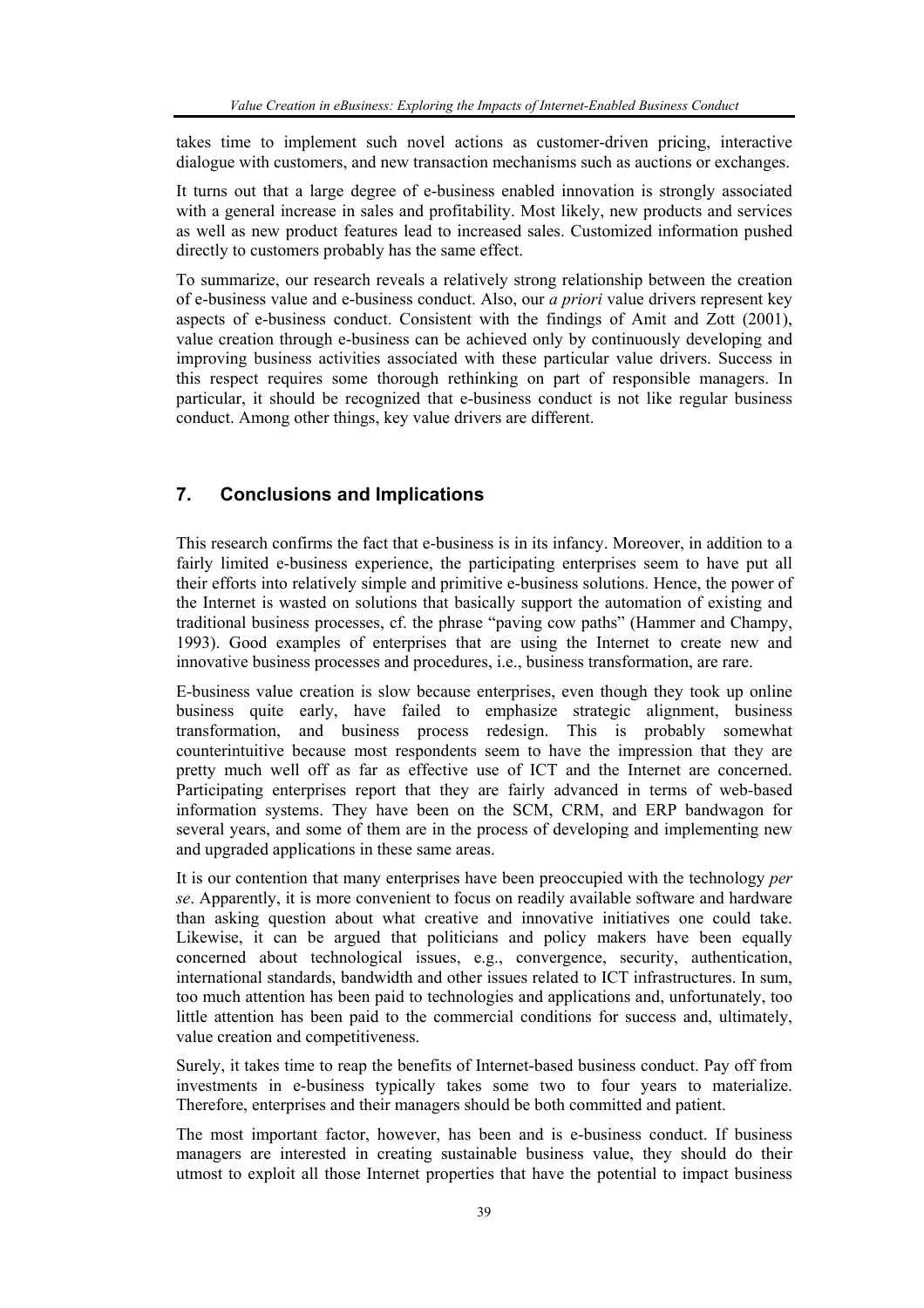takes time to implement such novel actions as customer-driven pricing, interactive dialogue with customers, and new transaction mechanisms such as auctions or exchanges.

It turns out that a large degree of e-business enabled innovation is strongly associated with a general increase in sales and profitability. Most likely, new products and services as well as new product features lead to increased sales. Customized information pushed directly to customers probably has the same effect.

To summarize, our research reveals a relatively strong relationship between the creation of e-business value and e-business conduct. Also, our *a priori* value drivers represent key aspects of e-business conduct. Consistent with the findings of Amit and Zott (2001), value creation through e-business can be achieved only by continuously developing and improving business activities associated with these particular value drivers. Success in this respect requires some thorough rethinking on part of responsible managers. In particular, it should be recognized that e-business conduct is not like regular business conduct. Among other things, key value drivers are different.

## 7. Conclusions and Implications

This research confirms the fact that e-business is in its infancy. Moreover, in addition to a fairly limited e-business experience, the participating enterprises seem to have put all their efforts into relatively simple and primitive e-business solutions. Hence, the power of the Internet is wasted on solutions that basically support the automation of existing and traditional business processes, cf. the phrase "paving cow paths" (Hammer and Champy, 1993). Good examples of enterprises that are using the Internet to create new and innovative business processes and procedures, i.e., business transformation, are rare.

E-business value creation is slow because enterprises, even though they took up online business quite early, have failed to emphasize strategic alignment, business transformation, and business process redesign. This is probably somewhat counterintuitive because most respondents seem to have the impression that they are pretty much well off as far as effective use of ICT and the Internet are concerned. Participating enterprises report that they are fairly advanced in terms of web-based information systems. They have been on the SCM, CRM, and ERP bandwagon for several years, and some of them are in the process of developing and implementing new and upgraded applications in these same areas.

It is our contention that many enterprises have been preoccupied with the technology *per se*. Apparently, it is more convenient to focus on readily available software and hardware than asking question about what creative and innovative initiatives one could take. Likewise, it can be argued that politicians and policy makers have been equally concerned about technological issues, e.g., convergence, security, authentication, international standards, bandwidth and other issues related to ICT infrastructures. In sum, too much attention has been paid to technologies and applications and, unfortunately, too little attention has been paid to the commercial conditions for success and, ultimately, value creation and competitiveness.

Surely, it takes time to reap the benefits of Internet-based business conduct. Pay off from investments in e-business typically takes some two to four years to materialize. Therefore, enterprises and their managers should be both committed and patient.

The most important factor, however, has been and is e-business conduct. If business managers are interested in creating sustainable business value, they should do their utmost to exploit all those Internet properties that have the potential to impact business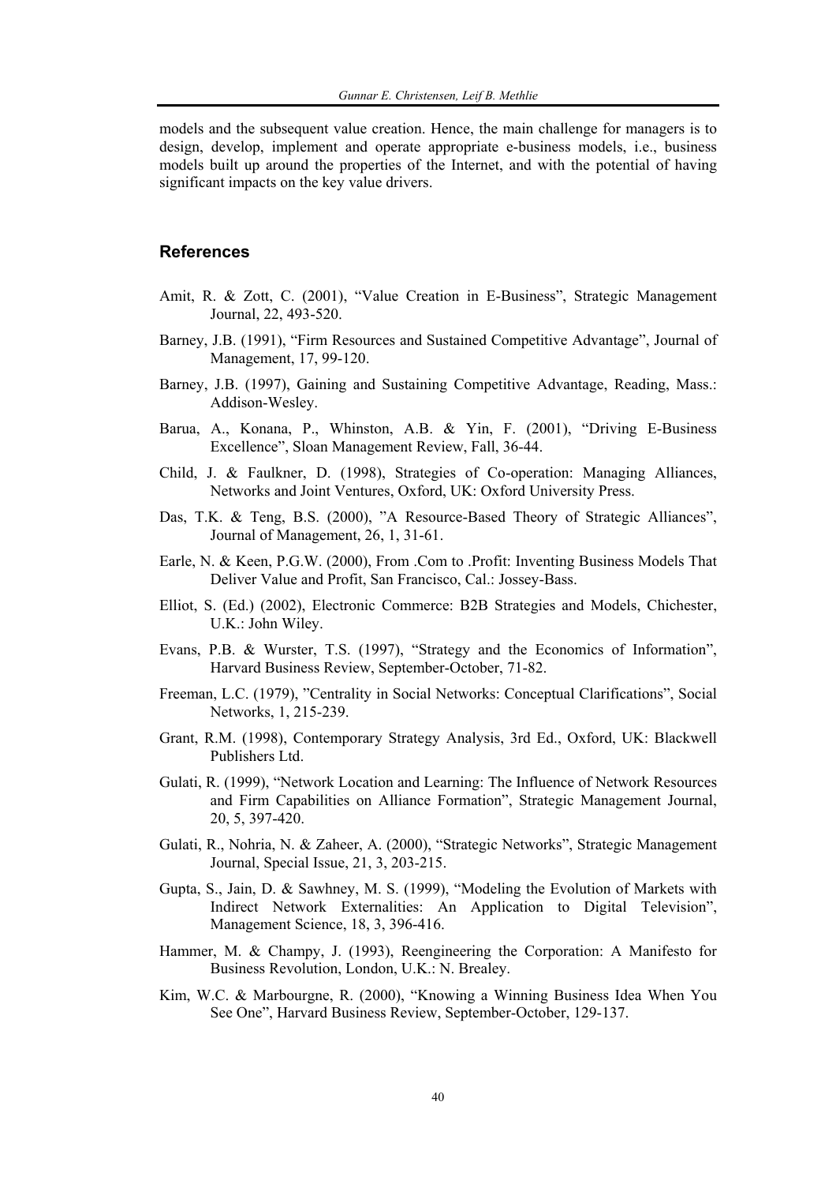models and the subsequent value creation. Hence, the main challenge for managers is to design, develop, implement and operate appropriate e-business models, i.e., business models built up around the properties of the Internet, and with the potential of having significant impacts on the key value drivers.

## References

Amit, R. & Zott, C. (2001), "Value Creation in E-Business", Strategic Management Journal, 22, 493-520.

Barney, J.B. (1991), "Firm Resources and Sustained Competitive Advantage", Journal of Management, 17, 99-120.

Barney, J.B. (1997), Gaining and Sustaining Competitive Advantage, Reading, Mass.: Addison-Wesley.

Barua, A., Konana, P., Whinston, A.B. & Yin, F. (2001), "Driving E-Business Excellence", Sloan Management Review, Fall, 36-44.

Child, J. & Faulkner, D. (1998), Strategies of Co-operation: Managing Alliances, Networks and Joint Ventures, Oxford, UK: Oxford University Press.

Das, T.K. & Teng, B.S. (2000), "A Resource-Based Theory of Strategic Alliances", Journal of Management, 26, 1, 31-61.

Earle, N. & Keen, P.G.W. (2000), From .Com to .Profit: Inventing Business Models That Deliver Value and Profit, San Francisco, Cal.: Jossey-Bass.

Elliot, S. (Ed.) (2002), Electronic Commerce: B2B Strategies and Models, Chichester, U.K.: John Wiley.

Evans, P.B. & Wurster, T.S. (1997), "Strategy and the Economics of Information", Harvard Business Review, September-October, 71-82.

Freeman, L.C. (1979), "Centrality in Social Networks: Conceptual Clarifications", Social Networks, 1, 215-239.

Grant, R.M. (1998), Contemporary Strategy Analysis, 3rd Ed., Oxford, UK: Blackwell Publishers Ltd.

Gulati, R. (1999), "Network Location and Learning: The Influence of Network Resources and Firm Capabilities on Alliance Formation", Strategic Management Journal, 20, 5, 397-420.

Gulati, R., Nohria, N. & Zaheer, A. (2000), "Strategic Networks", Strategic Management Journal, Special Issue, 21, 3, 203-215.

Gupta, S., Jain, D. & Sawhney, M. S. (1999), "Modeling the Evolution of Markets with Indirect Network Externalities: An Application to Digital Television", Management Science, 18, 3, 396-416.

Hammer, M. & Champy, J. (1993), Reengineering the Corporation: A Manifesto for Business Revolution, London, U.K.: N. Brealey.

Kim, W.C. & Marbourgne, R. (2000), "Knowing a Winning Business Idea When You See One", Harvard Business Review, September-October, 129-137.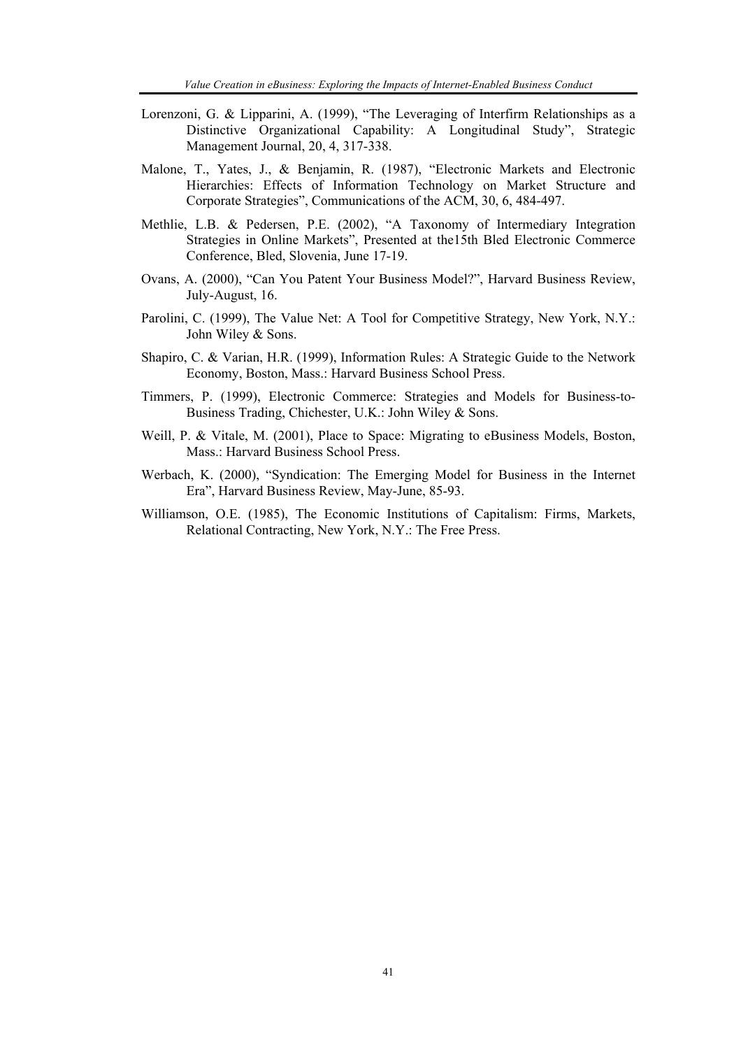Lorenzoni, G. & Lipparini, A. (1999), "The Leveraging of Interfirm Relationships as a Distinctive Organizational Capability: A Longitudinal Study", Strategic Management Journal, 20, 4, 317-338.

Malone, T., Yates, J., & Benjamin, R. (1987), "Electronic Markets and Electronic Hierarchies: Effects of Information Technology on Market Structure and Corporate Strategies", Communications of the ACM, 30, 6, 484-497.

Methlie, L.B. & Pedersen, P.E. (2002), "A Taxonomy of Intermediary Integration Strategies in Online Markets", Presented at the15th Bled Electronic Commerce Conference, Bled, Slovenia, June 17-19.

Ovans, A. (2000), "Can You Patent Your Business Model?", Harvard Business Review, July-August, 16.

Parolini, C. (1999), The Value Net: A Tool for Competitive Strategy, New York, N.Y.: John Wiley & Sons.

Shapiro, C. & Varian, H.R. (1999), Information Rules: A Strategic Guide to the Network Economy, Boston, Mass.: Harvard Business School Press.

Timmers, P. (1999), Electronic Commerce: Strategies and Models for Business-to-Business Trading, Chichester, U.K.: John Wiley & Sons.

Weill, P. & Vitale, M. (2001), Place to Space: Migrating to eBusiness Models, Boston, Mass.: Harvard Business School Press.

Werbach, K. (2000), "Syndication: The Emerging Model for Business in the Internet Era", Harvard Business Review, May-June, 85-93.

Williamson, O.E. (1985), The Economic Institutions of Capitalism: Firms, Markets, Relational Contracting, New York, N.Y.: The Free Press.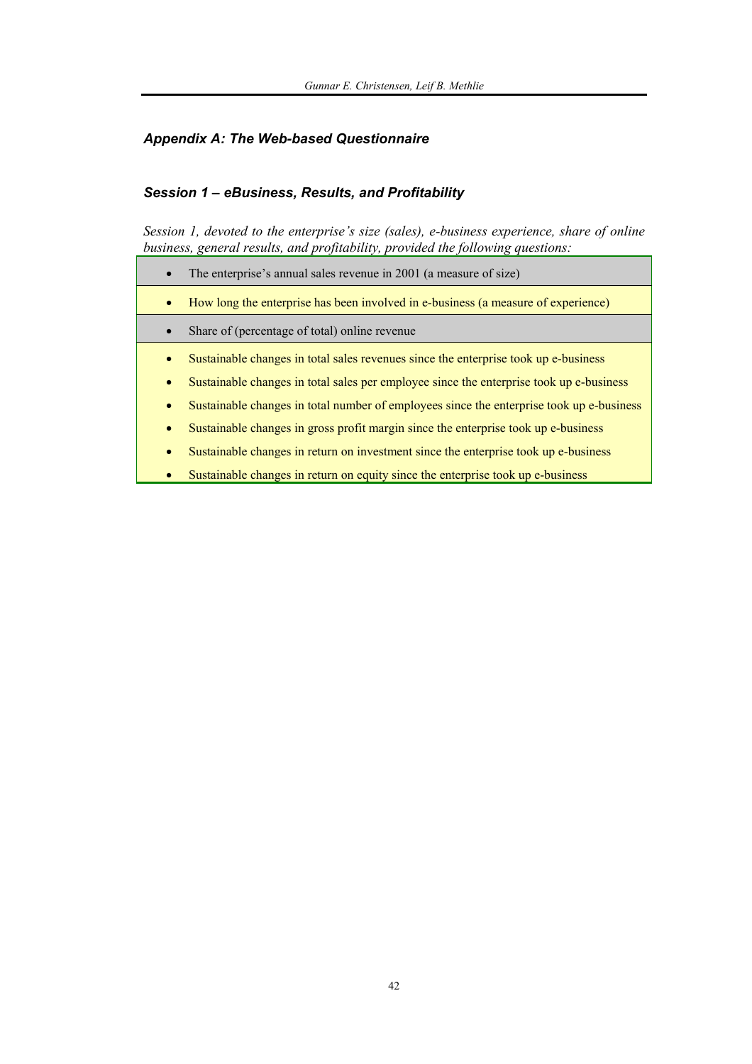## *Appendix A: The Web-based Questionnaire*

### *Session 1 – eBusiness, Results, and Profitability*

*Session 1, devoted to the enterprise's size (sales), e-business experience, share of online business, general results, and profitability, provided the following questions:*

- The enterprise's annual sales revenue in 2001 (a measure of size)
- How long the enterprise has been involved in e-business (a measure of experience)
- Share of (percentage of total) online revenue
- Sustainable changes in total sales revenues since the enterprise took up e-business
- Sustainable changes in total sales per employee since the enterprise took up e-business
- Sustainable changes in total number of employees since the enterprise took up e-business
- Sustainable changes in gross profit margin since the enterprise took up e-business
- Sustainable changes in return on investment since the enterprise took up e-business
- Sustainable changes in return on equity since the enterprise took up e-business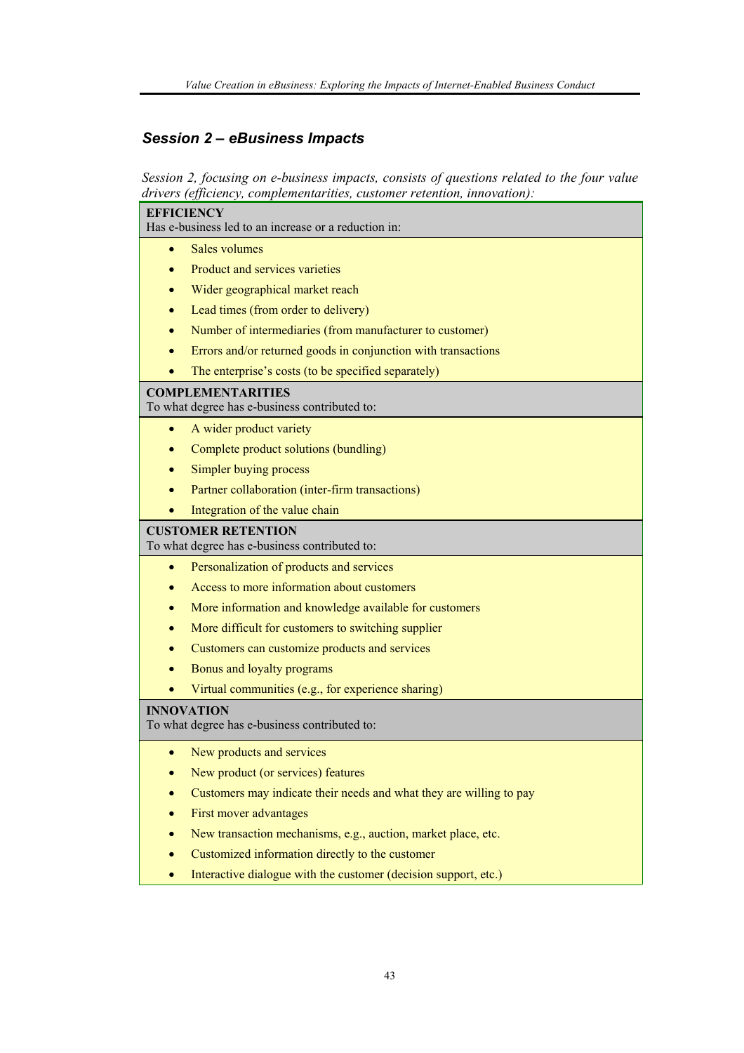### *Session 2 – eBusiness Impacts*

*Session 2, focusing on e-business impacts, consists of questions related to the four value drivers (efficiency, complementarities, customer retention, innovation):*

**EFFICIENCY**
Has e-business led to an increase or a reduction in:

- Sales volumes
- Product and services varieties
- Wider geographical market reach
- Lead times (from order to delivery)
- Number of intermediaries (from manufacturer to customer)
- Errors and/or returned goods in conjunction with transactions
- The enterprise's costs (to be specified separately)

**COMPLEMENTARITIES**
To what degree has e-business contributed to:

- A wider product variety
- Complete product solutions (bundling)
- Simpler buying process
- Partner collaboration (inter-firm transactions)
- Integration of the value chain

**CUSTOMER RETENTION**
To what degree has e-business contributed to:

- Personalization of products and services
- Access to more information about customers
- More information and knowledge available for customers
- More difficult for customers to switching supplier
- Customers can customize products and services
- Bonus and loyalty programs
- Virtual communities (e.g., for experience sharing)

**INNOVATION**
To what degree has e-business contributed to:

- New products and services
- New product (or services) features
- Customers may indicate their needs and what they are willing to pay
- First mover advantages
- New transaction mechanisms, e.g., auction, market place, etc.
- Customized information directly to the customer
- Interactive dialogue with the customer (decision support, etc.)